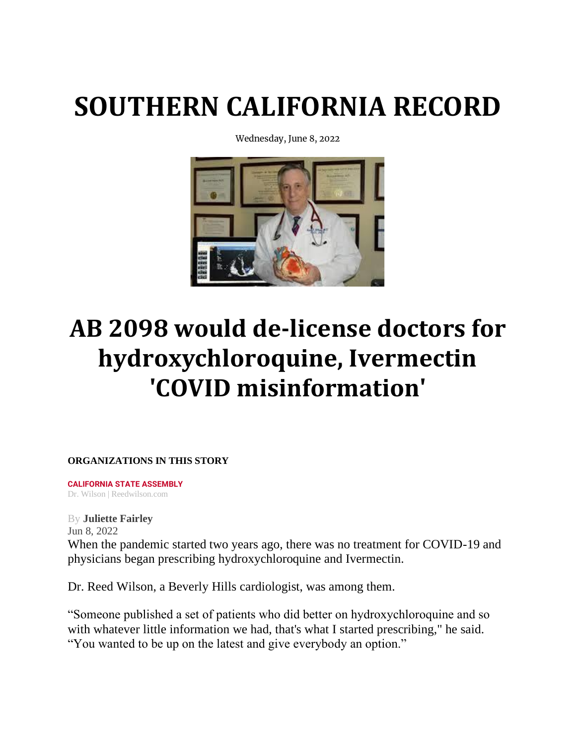# SOUTHERN CALIFORNIA RECORD

Wednesday, June 8, 2022

# AB 2098 would de-license doctors for hydroxychloroquine, Ivermectin 'COVID misinformation'

**ORGANIZATIONS IN THIS STORY**

**CALIFORNIA STATE ASSEMBLY**

Dr. Wilson | Reedwilson.com

By **Juliette Fairley**
Jun 8, 2022

When the pandemic started two years ago, there was no treatment for COVID-19 and physicians began prescribing hydroxychloroquine and Ivermectin.

Dr. Reed Wilson, a Beverly Hills cardiologist, was among them.

"Someone published a set of patients who did better on hydroxychloroquine and so with whatever little information we had, that's what I started prescribing," he said. "You wanted to be up on the latest and give everybody an option."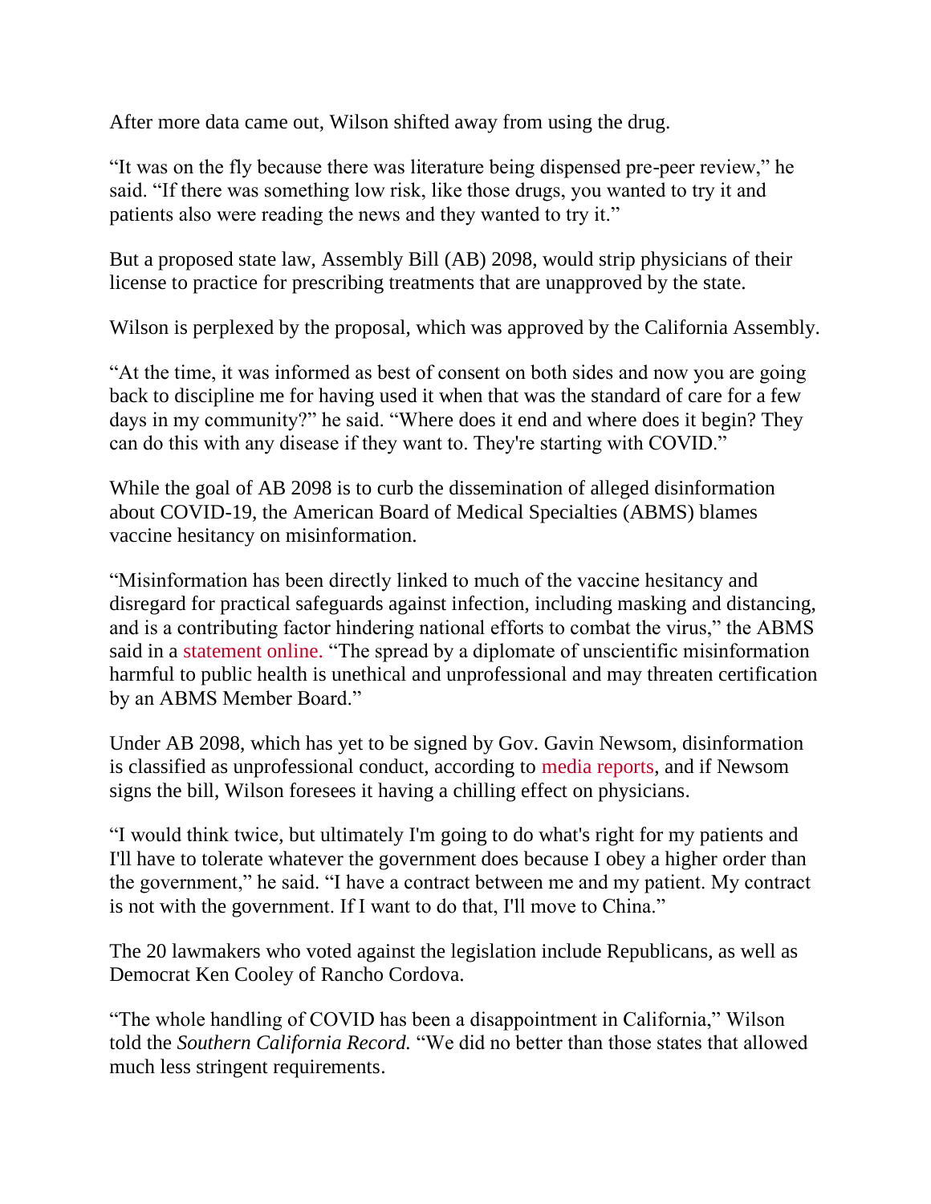After more data came out, Wilson shifted away from using the drug.

"It was on the fly because there was literature being dispensed pre-peer review," he said. "If there was something low risk, like those drugs, you wanted to try it and patients also were reading the news and they wanted to try it."

But a proposed state law, Assembly Bill (AB) 2098, would strip physicians of their license to practice for prescribing treatments that are unapproved by the state.

Wilson is perplexed by the proposal, which was approved by the California Assembly.

"At the time, it was informed as best of consent on both sides and now you are going back to discipline me for having used it when that was the standard of care for a few days in my community?" he said. "Where does it end and where does it begin? They can do this with any disease if they want to. They're starting with COVID."

While the goal of AB 2098 is to curb the dissemination of alleged disinformation about COVID-19, the American Board of Medical Specialties (ABMS) blames vaccine hesitancy on misinformation.

"Misinformation has been directly linked to much of the vaccine hesitancy and disregard for practical safeguards against infection, including masking and distancing, and is a contributing factor hindering national efforts to combat the virus," the ABMS said in a statement online. "The spread by a diplomate of unscientific misinformation harmful to public health is unethical and unprofessional and may threaten certification by an ABMS Member Board."

Under AB 2098, which has yet to be signed by Gov. Gavin Newsom, disinformation is classified as unprofessional conduct, according to media reports, and if Newsom signs the bill, Wilson foresees it having a chilling effect on physicians.

"I would think twice, but ultimately I'm going to do what's right for my patients and I'll have to tolerate whatever the government does because I obey a higher order than the government," he said. "I have a contract between me and my patient. My contract is not with the government. If I want to do that, I'll move to China."

The 20 lawmakers who voted against the legislation include Republicans, as well as Democrat Ken Cooley of Rancho Cordova.

"The whole handling of COVID has been a disappointment in California," Wilson told the *Southern California Record.* "We did no better than those states that allowed much less stringent requirements.